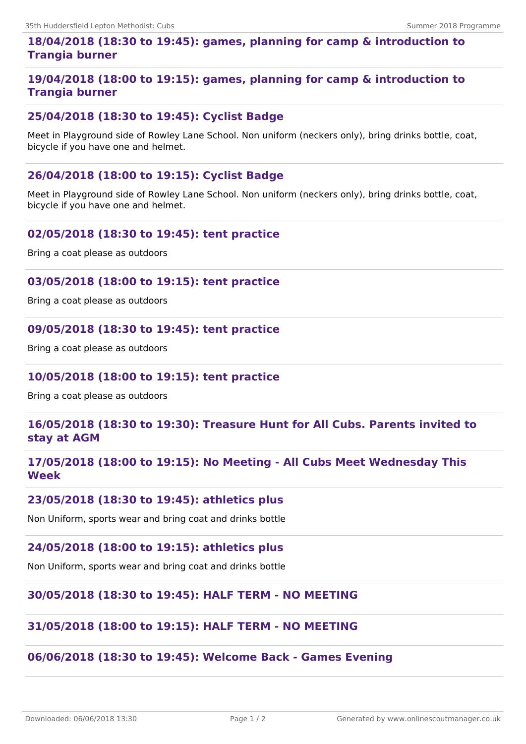### 18/04/2018 (18:30 to 19:45): games, planning for camp & introduction to Trangia burner

### 19/04/2018 (18:00 to 19:15): games, planning for camp & introduction to Trangia burner

### 25/04/2018 (18:30 to 19:45): Cyclist Badge

Meet in Playground side of Rowley Lane School. Non uniform (neckers only), bring drinks bottle, coat, bicycle if you have one and helmet.

### 26/04/2018 (18:00 to 19:15): Cyclist Badge

Meet in Playground side of Rowley Lane School. Non uniform (neckers only), bring drinks bottle, coat, bicycle if you have one and helmet.

### 02/05/2018 (18:30 to 19:45): tent practice

Bring a coat please as outdoors

### 03/05/2018 (18:00 to 19:15): tent practice

Bring a coat please as outdoors

### 09/05/2018 (18:30 to 19:45): tent practice

Bring a coat please as outdoors

### 10/05/2018 (18:00 to 19:15): tent practice

Bring a coat please as outdoors

### 16/05/2018 (18:30 to 19:30): Treasure Hunt for All Cubs. Parents invited to stay at AGM

### 17/05/2018 (18:00 to 19:15): No Meeting - All Cubs Meet Wednesday This Week

### 23/05/2018 (18:30 to 19:45): athletics plus

Non Uniform, sports wear and bring coat and drinks bottle

### 24/05/2018 (18:00 to 19:15): athletics plus

Non Uniform, sports wear and bring coat and drinks bottle

### 30/05/2018 (18:30 to 19:45): HALF TERM - NO MEETING

### 31/05/2018 (18:00 to 19:15): HALF TERM - NO MEETING

### 06/06/2018 (18:30 to 19:45): Welcome Back - Games Evening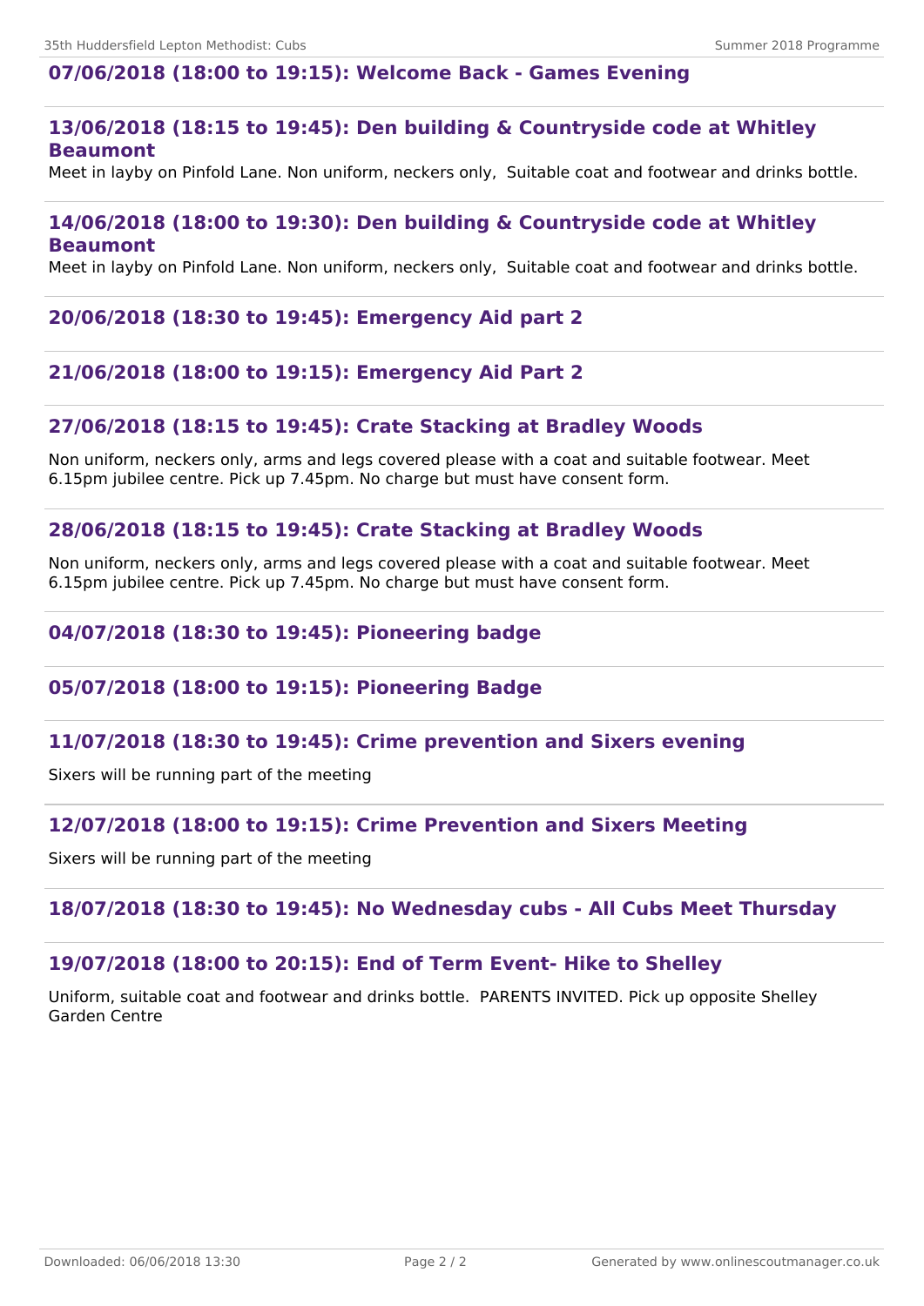### 07/06/2018 (18:00 to 19:15): Welcome Back - Games Evening

### 13/06/2018 (18:15 to 19:45): Den building & Countryside code at Whitley Beaumont

Meet in layby on Pinfold Lane. Non uniform, neckers only,  Suitable coat and footwear and drinks bottle.

### 14/06/2018 (18:00 to 19:30): Den building & Countryside code at Whitley Beaumont

Meet in layby on Pinfold Lane. Non uniform, neckers only,  Suitable coat and footwear and drinks bottle.

### 20/06/2018 (18:30 to 19:45): Emergency Aid part 2

### 21/06/2018 (18:00 to 19:15): Emergency Aid Part 2

### 27/06/2018 (18:15 to 19:45): Crate Stacking at Bradley Woods

Non uniform, neckers only, arms and legs covered please with a coat and suitable footwear. Meet 6.15pm jubilee centre. Pick up 7.45pm. No charge but must have consent form.

### 28/06/2018 (18:15 to 19:45): Crate Stacking at Bradley Woods

Non uniform, neckers only, arms and legs covered please with a coat and suitable footwear. Meet 6.15pm jubilee centre. Pick up 7.45pm. No charge but must have consent form.

### 04/07/2018 (18:30 to 19:45): Pioneering badge

### 05/07/2018 (18:00 to 19:15): Pioneering Badge

### 11/07/2018 (18:30 to 19:45): Crime prevention and Sixers evening

Sixers will be running part of the meeting

### 12/07/2018 (18:00 to 19:15): Crime Prevention and Sixers Meeting

Sixers will be running part of the meeting

### 18/07/2018 (18:30 to 19:45): No Wednesday cubs - All Cubs Meet Thursday

### 19/07/2018 (18:00 to 20:15): End of Term Event- Hike to Shelley

Uniform, suitable coat and footwear and drinks bottle.  PARENTS INVITED. Pick up opposite Shelley Garden Centre